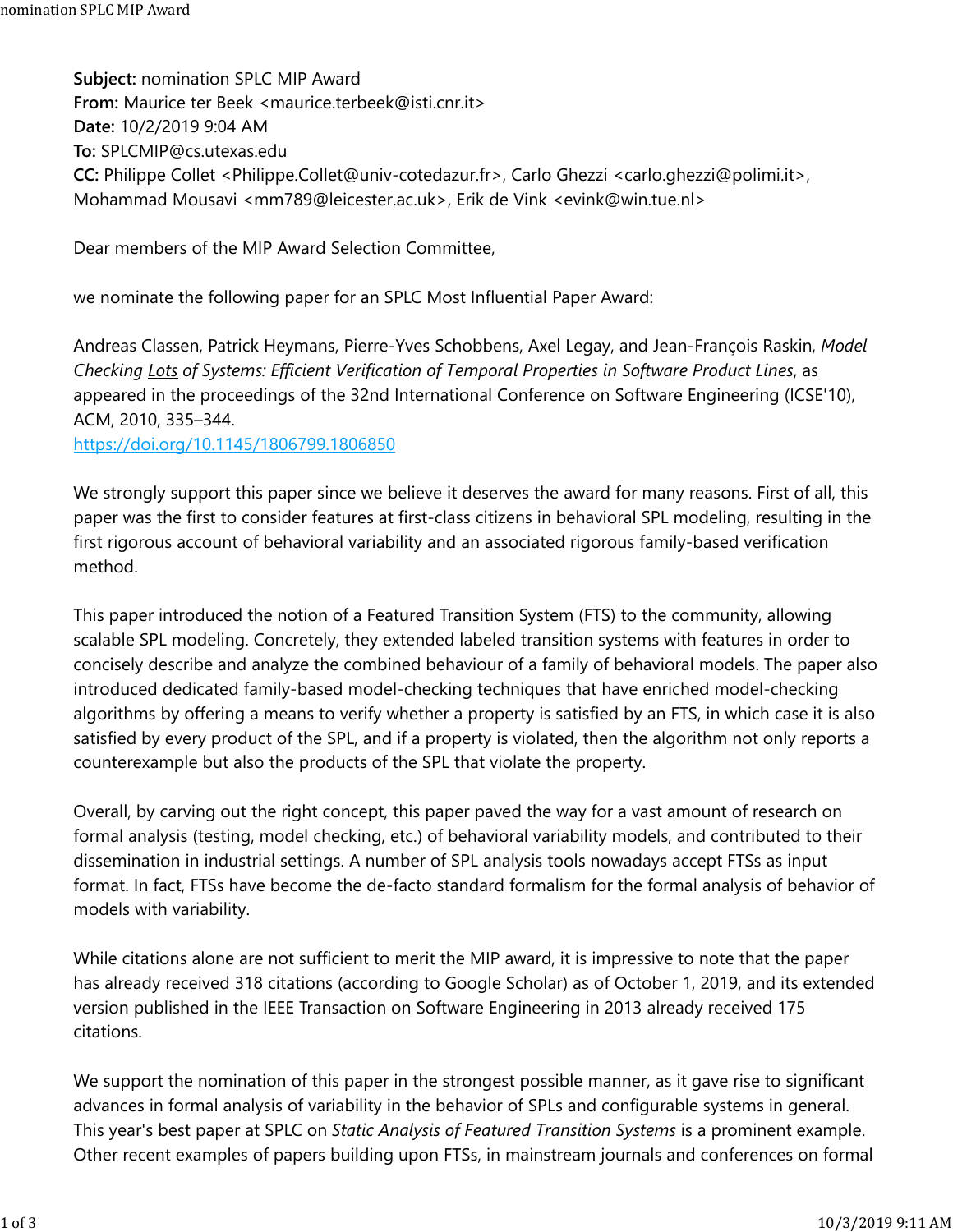**Subject:** nomination SPLC MIP Award
**From:** Maurice ter Beek <maurice.terbeek@isti.cnr.it>
**Date:** 10/2/2019 9:04 AM
**To:** SPLCMIP@cs.utexas.edu
**CC:** Philippe Collet <Philippe.Collet@univ-cotedazur.fr>, Carlo Ghezzi <carlo.ghezzi@polimi.it>, Mohammad Mousavi <mm789@leicester.ac.uk>, Erik de Vink <evink@win.tue.nl>

Dear members of the MIP Award Selection Committee,

we nominate the following paper for an SPLC Most Influential Paper Award:

Andreas Classen, Patrick Heymans, Pierre-Yves Schobbens, Axel Legay, and Jean-François Raskin, *Model Checking Lots of Systems: Efficient Verification of Temporal Properties in Software Product Lines*, as appeared in the proceedings of the 32nd International Conference on Software Engineering (ICSE'10), ACM, 2010, 335–344.
https://doi.org/10.1145/1806799.1806850

We strongly support this paper since we believe it deserves the award for many reasons. First of all, this paper was the first to consider features at first-class citizens in behavioral SPL modeling, resulting in the first rigorous account of behavioral variability and an associated rigorous family-based verification method.

This paper introduced the notion of a Featured Transition System (FTS) to the community, allowing scalable SPL modeling. Concretely, they extended labeled transition systems with features in order to concisely describe and analyze the combined behaviour of a family of behavioral models. The paper also introduced dedicated family-based model-checking techniques that have enriched model-checking algorithms by offering a means to verify whether a property is satisfied by an FTS, in which case it is also satisfied by every product of the SPL, and if a property is violated, then the algorithm not only reports a counterexample but also the products of the SPL that violate the property.

Overall, by carving out the right concept, this paper paved the way for a vast amount of research on formal analysis (testing, model checking, etc.) of behavioral variability models, and contributed to their dissemination in industrial settings. A number of SPL analysis tools nowadays accept FTSs as input format. In fact, FTSs have become the de-facto standard formalism for the formal analysis of behavior of models with variability.

While citations alone are not sufficient to merit the MIP award, it is impressive to note that the paper has already received 318 citations (according to Google Scholar) as of October 1, 2019, and its extended version published in the IEEE Transaction on Software Engineering in 2013 already received 175 citations.

We support the nomination of this paper in the strongest possible manner, as it gave rise to significant advances in formal analysis of variability in the behavior of SPLs and configurable systems in general. This year's best paper at SPLC on *Static Analysis of Featured Transition Systems* is a prominent example. Other recent examples of papers building upon FTSs, in mainstream journals and conferences on formal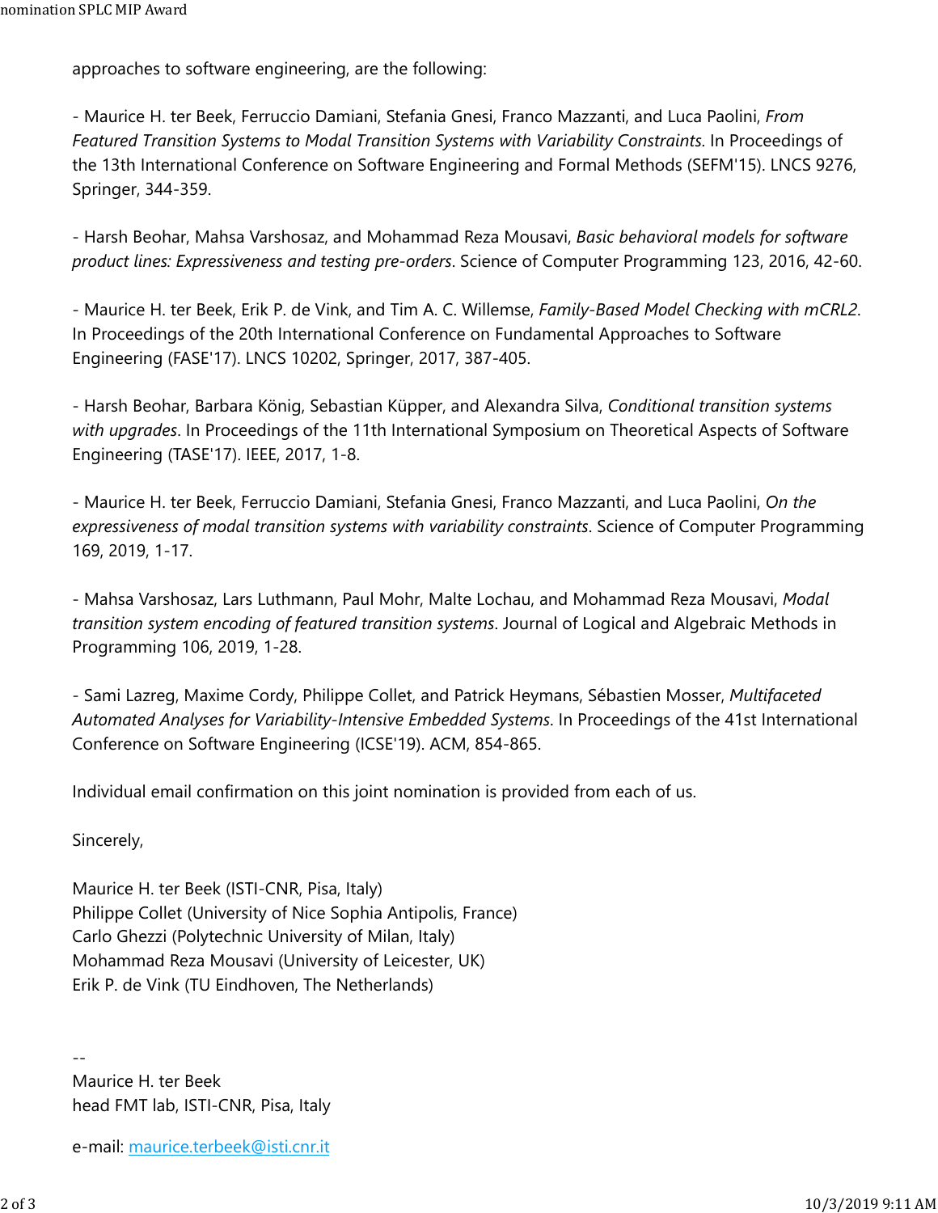approaches to software engineering, are the following:

- Maurice H. ter Beek, Ferruccio Damiani, Stefania Gnesi, Franco Mazzanti, and Luca Paolini, *From Featured Transition Systems to Modal Transition Systems with Variability Constraints*. In Proceedings of the 13th International Conference on Software Engineering and Formal Methods (SEFM'15). LNCS 9276, Springer, 344-359.

- Harsh Beohar, Mahsa Varshosaz, and Mohammad Reza Mousavi, *Basic behavioral models for software product lines: Expressiveness and testing pre-orders*. Science of Computer Programming 123, 2016, 42-60.

- Maurice H. ter Beek, Erik P. de Vink, and Tim A. C. Willemse, *Family-Based Model Checking with mCRL2*. In Proceedings of the 20th International Conference on Fundamental Approaches to Software Engineering (FASE'17). LNCS 10202, Springer, 2017, 387-405.

- Harsh Beohar, Barbara König, Sebastian Küpper, and Alexandra Silva, *Conditional transition systems with upgrades*. In Proceedings of the 11th International Symposium on Theoretical Aspects of Software Engineering (TASE'17). IEEE, 2017, 1-8.

- Maurice H. ter Beek, Ferruccio Damiani, Stefania Gnesi, Franco Mazzanti, and Luca Paolini, *On the expressiveness of modal transition systems with variability constraints*. Science of Computer Programming 169, 2019, 1-17.

- Mahsa Varshosaz, Lars Luthmann, Paul Mohr, Malte Lochau, and Mohammad Reza Mousavi, *Modal transition system encoding of featured transition systems*. Journal of Logical and Algebraic Methods in Programming 106, 2019, 1-28.

- Sami Lazreg, Maxime Cordy, Philippe Collet, and Patrick Heymans, Sébastien Mosser, *Multifaceted Automated Analyses for Variability-Intensive Embedded Systems*. In Proceedings of the 41st International Conference on Software Engineering (ICSE'19). ACM, 854-865.

Individual email confirmation on this joint nomination is provided from each of us.

Sincerely,

Maurice H. ter Beek (ISTI-CNR, Pisa, Italy)
Philippe Collet (University of Nice Sophia Antipolis, France)
Carlo Ghezzi (Polytechnic University of Milan, Italy)
Mohammad Reza Mousavi (University of Leicester, UK)
Erik P. de Vink (TU Eindhoven, The Netherlands)

--
Maurice H. ter Beek
head FMT lab, ISTI-CNR, Pisa, Italy

e-mail: maurice.terbeek@isti.cnr.it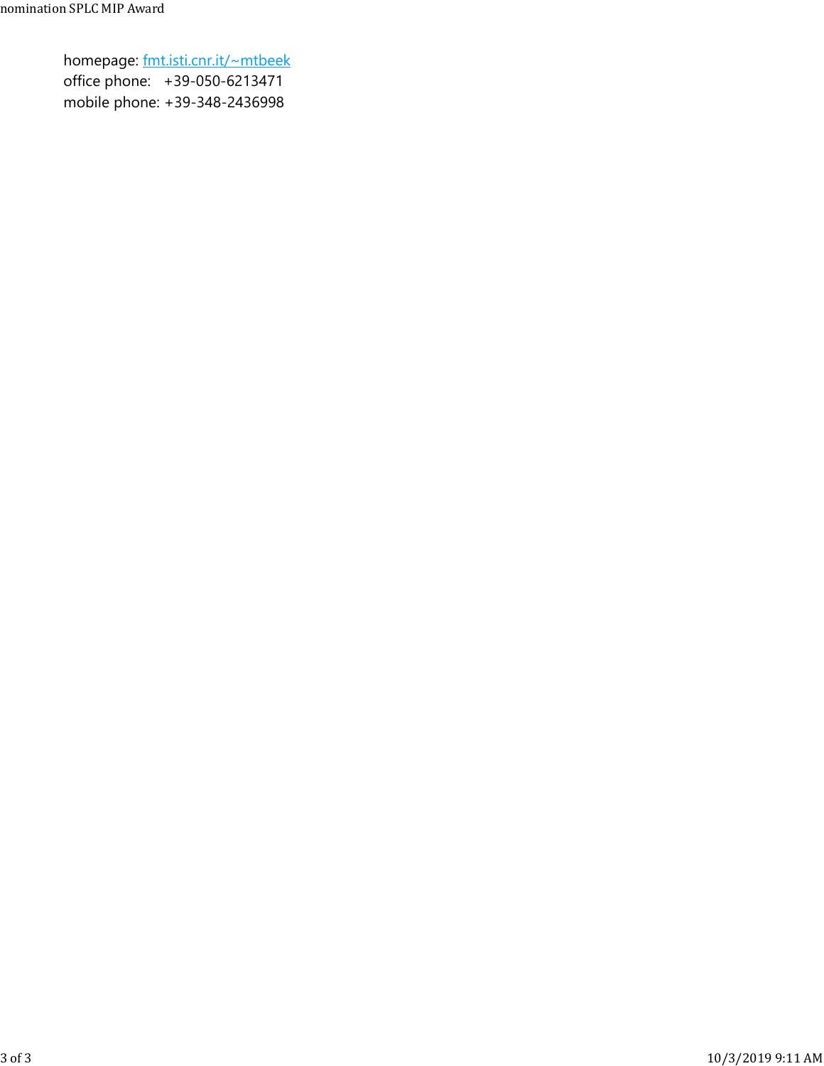homepage: [fmt.isti.cnr.it/~mtbeek](fmt.isti.cnr.it/~mtbeek)
office phone: +39-050-6213471
mobile phone: +39-348-2436998